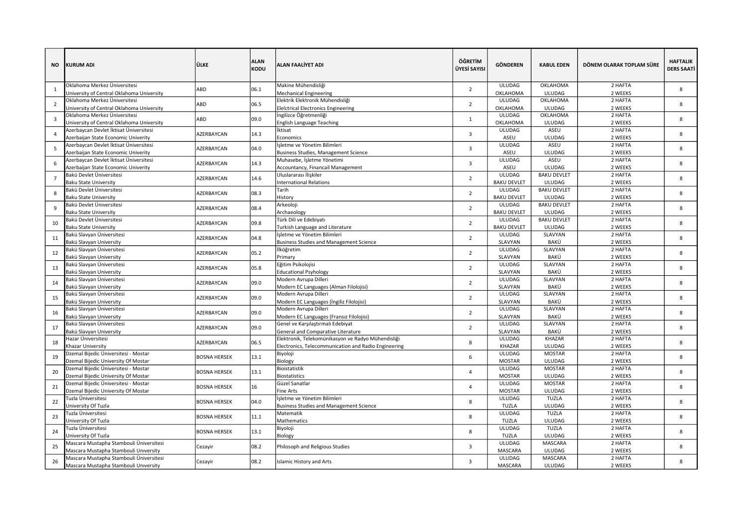| NO | KURUM ADI | ÜLKE | ALAN KODU | ALAN FAALİYET ADI | ÖĞRETİM ÜYESİ SAYISI | GÖNDEREN | KABUL EDEN | DÖNEM OLARAK TOPLAM SÜRE | HAFTALIK DERS SAATİ |
|---|---|---|---|---|---|---|---|---|---|
| 1 | Oklahoma Merkez Üniversitesi<br>University of Central Oklahoma University | ABD | 06.1 | Makine Mühendisliği<br>Mechanical Engineering | 2 | ULUDAG<br>OKLAHOMA | OKLAHOMA<br>ULUDAG | 2 HAFTA<br>2 WEEKS | 8 |
| 2 | Oklahoma Merkez Üniversitesi<br>University of Central Oklahoma University | ABD | 06.5 | Elektrik Elektronik Mühendisliği<br>Elelctrical Electronics Engineering | 2 | ULUDAG<br>OKLAHOMA | OKLAHOMA<br>ULUDAG | 2 HAFTA<br>2 WEEKS | 8 |
| 3 | Oklahoma Merkez Üniversitesi<br>University of Central Oklahoma University | ABD | 09.0 | İngilizce Öğretmenliği<br>English Language Teaching | 1 | ULUDAG<br>OKLAHOMA | OKLAHOMA<br>ULUDAG | 2 HAFTA<br>2 WEEKS | 8 |
| 4 | Azerbaycan Devlet İktisat Üniversitesi<br>Azerbaijan State Economic Univerity | AZERBAYCAN | 14.3 | İktisat<br>Economics | 3 | ULUDAG<br>ASEU | ASEU<br>ULUDAG | 2 HAFTA<br>2 WEEKS | 8 |
| 5 | Azerbaycan Devlet İktisat Üniversitesi<br>Azerbaijan State Economic Univerity | AZERBAYCAN | 04.0 | İşletme ve Yönetim Bilimleri<br>Business Studies, Management Science | 3 | ULUDAG<br>ASEU | ASEU<br>ULUDAG | 2 HAFTA<br>2 WEEKS | 8 |
| 6 | Azerbaycan Devlet İktisat Üniversitesi<br>Azerbaijan State Economic Univerity | AZERBAYCAN | 14.3 | Muhasebe, İşletme Yönetimi<br>Accountancy, Financail Management | 3 | ULUDAG<br>ASEU | ASEU<br>ULUDAG | 2 HAFTA<br>2 WEEKS | 8 |
| 7 | Bakü Devlet Üniversitesi<br>Baku State University | AZERBAYCAN | 14.6 | Uluslararası İlişkiler<br>International Relations | 2 | ULUDAG<br>BAKU DEVLET | BAKU DEVLET<br>ULUDAG | 2 HAFTA<br>2 WEEKS | 8 |
| 8 | Bakü Devlet Üniversitesi<br>Baku State University | AZERBAYCAN | 08.3 | Tarih<br>History | 2 | ULUDAG<br>BAKU DEVLET | BAKU DEVLET<br>ULUDAG | 2 HAFTA<br>2 WEEKS | 8 |
| 9 | Bakü Devlet Üniversitesi<br>Baku State University | AZERBAYCAN | 08.4 | Arkeoloji<br>Archaeology | 2 | ULUDAG<br>BAKU DEVLET | BAKU DEVLET<br>ULUDAG | 2 HAFTA<br>2 WEEKS | 8 |
| 10 | Bakü Devlet Üniversitesi<br>Baku State University | AZERBAYCAN | 09.8 | Türk Dili ve Edebiyatı<br>Turkish Language and Literature | 2 | ULUDAG<br>BAKU DEVLET | BAKU DEVLET<br>ULUDAG | 2 HAFTA<br>2 WEEKS | 8 |
| 11 | Bakü Slavyan Üniversitesi<br>Bakü Slavyan University | AZERBAYCAN | 04.8 | İşletme ve Yönetim Bilimleri<br>Business Studies and Management Science | 2 | ULUDAG<br>SLAVYAN | SLAVYAN<br>BAKÜ | 2 HAFTA<br>2 WEEKS | 8 |
| 12 | Bakü Slavyan Üniversitesi<br>Bakü Slavyan University | AZERBAYCAN | 05.2 | İlköğretim<br>Primary | 2 | ULUDAG<br>SLAVYAN | SLAVYAN<br>BAKÜ | 2 HAFTA<br>2 WEEKS | 8 |
| 13 | Bakü Slavyan Üniversitesi<br>Bakü Slavyan University | AZERBAYCAN | 05.8 | Eğitim Psikolojisi<br>Educational Psyhology | 2 | ULUDAG<br>SLAVYAN | SLAVYAN<br>BAKÜ | 2 HAFTA<br>2 WEEKS | 8 |
| 14 | Bakü Slavyan Üniversitesi<br>Bakü Slavyan University | AZERBAYCAN | 09.0 | Modern Avrupa Dilleri<br>Modern EC Languages (Alman Filolojisi) | 2 | ULUDAG<br>SLAVYAN | SLAVYAN<br>BAKÜ | 2 HAFTA<br>2 WEEKS | 8 |
| 15 | Bakü Slavyan Üniversitesi<br>Bakü Slavyan University | AZERBAYCAN | 09.0 | Modern Avrupa Dilleri<br>Modern EC Languages (İngiliz Filolojisi) | 2 | ULUDAG<br>SLAVYAN | SLAVYAN<br>BAKÜ | 2 HAFTA<br>2 WEEKS | 8 |
| 16 | Bakü Slavyan Üniversitesi<br>Bakü Slavyan University | AZERBAYCAN | 09.0 | Modern Avrupa Dilleri<br>Modern EC Languages (Fransız Filolojisi) | 2 | ULUDAG<br>SLAVYAN | SLAVYAN<br>BAKÜ | 2 HAFTA<br>2 WEEKS | 8 |
| 17 | Bakü Slavyan Üniversitesi<br>Bakü Slavyan University | AZERBAYCAN | 09.0 | Genel ve Karşılaştırmalı Edebiyat<br>General and Comparative Literature | 2 | ULUDAG<br>SLAVYAN | SLAVYAN<br>BAKÜ | 2 HAFTA<br>2 WEEKS | 8 |
| 18 | Hazar Üniversitesi<br>Khazar University | AZERBAYCAN | 06.5 | Elektronik, Telekomünikasyon ve Radyo Mühendisliği<br>Electronics, Telecommunication and Radio Engineering | 8 | ULUDAG<br>KHAZAR | KHAZAR<br>ULUDAG | 2 HAFTA<br>2 WEEKS | 8 |
| 19 | Dzemal Bijedic Üniversitesi - Mostar<br>Dzemal Bijedic University Of Mostar | BOSNA HERSEK | 13.1 | Biyoloji<br>Biology | 6 | ULUDAG<br>MOSTAR | MOSTAR<br>ULUDAG | 2 HAFTA<br>2 WEEKS | 8 |
| 20 | Dzemal Bijedic Üniversitesi - Mostar<br>Dzemal Bijedic University Of Mostar | BOSNA HERSEK | 13.1 | Bioistatistik<br>Biostatistics | 4 | ULUDAG<br>MOSTAR | MOSTAR<br>ULUDAG | 2 HAFTA<br>2 WEEKS | 8 |
| 21 | Dzemal Bijedic Üniversitesi - Mostar<br>Dzemal Bijedic University Of Mostar | BOSNA HERSEK | 16 | Güzel Sanatlar<br>Fine Arts | 4 | ULUDAG<br>MOSTAR | MOSTAR<br>ULUDAG | 2 HAFTA<br>2 WEEKS | 8 |
| 22 | Tuzla Üniversitesi<br>University Of Tuzla | BOSNA HERSEK | 04.0 | İşletme ve Yönetim Bilimleri<br>Business Studies and Management Science | 8 | ULUDAG<br>TUZLA | TUZLA<br>ULUDAG | 2 HAFTA<br>2 WEEKS | 8 |
| 23 | Tuzla Üniversitesi<br>University Of Tuzla | BOSNA HERSEK | 11.1 | Matematik<br>Mathematics | 8 | ULUDAG<br>TUZLA | TUZLA<br>ULUDAG | 2 HAFTA<br>2 WEEKS | 8 |
| 24 | Tuzla Üniversitesi<br>University Of Tuzla | BOSNA HERSEK | 13.1 | Biyoloji<br>Biology | 8 | ULUDAG<br>TUZLA | TUZLA<br>ULUDAG | 2 HAFTA<br>2 WEEKS | 8 |
| 25 | Mascara Mustapha Stambouli Üniversitesi<br>Mascara Mustapha Stambouli University | Cezayir | 08.2 | Philosoph and Religious Studies | 3 | ULUDAG<br>MASCARA | MASCARA<br>ULUDAG | 2 HAFTA<br>2 WEEKS | 8 |
| 26 | Mascara Mustapha Stambouli Üniversitesi<br>Mascara Mustapha Stambouli University | Cezayir | 08.2 | Islamic History and Arts | 3 | ULUDAG<br>MASCARA | MASCARA<br>ULUDAG | 2 HAFTA<br>2 WEEKS | 8 |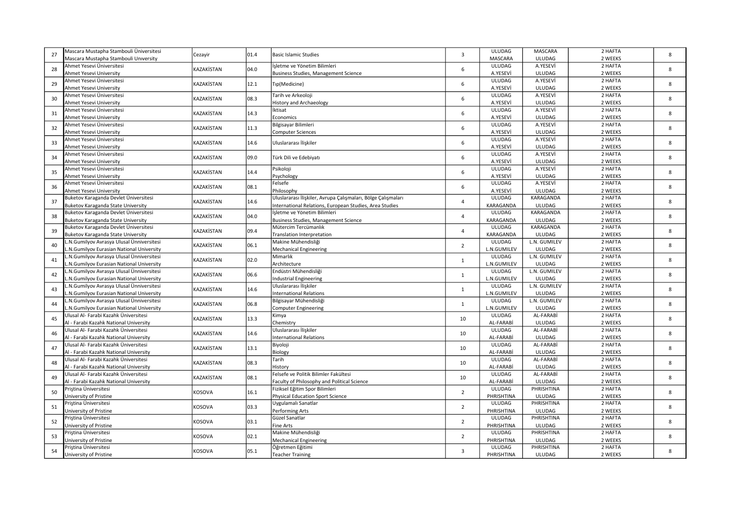| 27 | Mascara Mustapha Stambouli Üniversitesi<br>Mascara Mustapha Stambouli University | Cezayir | 01.4 | Basic Islamic Studies | 3 | ULUDAG<br>MASCARA | MASCARA<br>ULUDAG | 2 HAFTA<br>2 WEEKS | 8 |
|---|---|---|---|---|---|---|---|---|---|
| 28 | Ahmet Yesevi Üniversitesi<br>Ahmet Yesevi University | KAZAKİSTAN | 04.0 | İşletme ve Yönetim Bilimleri<br>Business Studies, Management Science | 6 | ULUDAG<br>A.YESEVİ | A.YESEVİ<br>ULUDAG | 2 HAFTA<br>2 WEEKS | 8 |
| 29 | Ahmet Yesevi Üniversitesi<br>Ahmet Yesevi University | KAZAKİSTAN | 12.1 | Tıp(Medicine) | 6 | ULUDAG<br>A.YESEVİ | A.YESEVİ<br>ULUDAG | 2 HAFTA<br>2 WEEKS | 8 |
| 30 | Ahmet Yesevi Üniversitesi<br>Ahmet Yesevi University | KAZAKİSTAN | 08.3 | Tarih ve Arkeoloji<br>History and Archaeology | 6 | ULUDAG<br>A.YESEVİ | A.YESEVİ<br>ULUDAG | 2 HAFTA<br>2 WEEKS | 8 |
| 31 | Ahmet Yesevi Üniversitesi<br>Ahmet Yesevi University | KAZAKİSTAN | 14.3 | İktisat<br>Economics | 6 | ULUDAG<br>A.YESEVİ | A.YESEVİ<br>ULUDAG | 2 HAFTA<br>2 WEEKS | 8 |
| 32 | Ahmet Yesevi Üniversitesi<br>Ahmet Yesevi University | KAZAKİSTAN | 11.3 | Bilgisayar Bilimleri<br>Computer Sciences | 6 | ULUDAG<br>A.YESEVİ | A.YESEVİ<br>ULUDAG | 2 HAFTA<br>2 WEEKS | 8 |
| 33 | Ahmet Yesevi Üniversitesi<br>Ahmet Yesevi University | KAZAKİSTAN | 14.6 | Uluslararası İlişkiler | 6 | ULUDAG<br>A.YESEVİ | A.YESEVİ<br>ULUDAG | 2 HAFTA<br>2 WEEKS | 8 |
| 34 | Ahmet Yesevi Üniversitesi<br>Ahmet Yesevi University | KAZAKİSTAN | 09.0 | Türk Dili ve Edebiyatı | 6 | ULUDAG<br>A.YESEVİ | A.YESEVİ<br>ULUDAG | 2 HAFTA<br>2 WEEKS | 8 |
| 35 | Ahmet Yesevi Üniversitesi<br>Ahmet Yesevi University | KAZAKİSTAN | 14.4 | Psikoloji<br>Psychology | 6 | ULUDAG<br>A.YESEVİ | A.YESEVİ<br>ULUDAG | 2 HAFTA<br>2 WEEKS | 8 |
| 36 | Ahmet Yesevi Üniversitesi<br>Ahmet Yesevi University | KAZAKİSTAN | 08.1 | Felsefe<br>Philosophy | 6 | ULUDAG<br>A.YESEVİ | A.YESEVİ<br>ULUDAG | 2 HAFTA<br>2 WEEKS | 8 |
| 37 | Buketov Karaganda Devlet Üniversitesi<br>Buketov Karaganda State University | KAZAKİSTAN | 14.6 | Uluslararası İlişkiler, Avrupa Çalışmaları, Bölge Çalışmaları<br>International Relations, European Studies, Area Studies | 4 | ULUDAG<br>KARAGANDA | KARAGANDA<br>ULUDAG | 2 HAFTA<br>2 WEEKS | 8 |
| 38 | Buketov Karaganda Devlet Üniversitesi<br>Buketov Karaganda State University | KAZAKİSTAN | 04.0 | İşletme ve Yönetim Bilimleri<br>Business Studies, Management Science | 4 | ULUDAG<br>KARAGANDA | KARAGANDA<br>ULUDAG | 2 HAFTA<br>2 WEEKS | 8 |
| 39 | Buketov Karaganda Devlet Üniversitesi<br>Buketov Karaganda State University | KAZAKİSTAN | 09.4 | Mütercim Tercümanlık<br>Translation Interpretation | 4 | ULUDAG<br>KARAGANDA | KARAGANDA<br>ULUDAG | 2 HAFTA<br>2 WEEKS | 8 |
| 40 | L.N.Gumilyov Avrasya Ulusal Ünniversitesi<br>L.N.Gumilyov Eurasian National University | KAZAKİSTAN | 06.1 | Makine Mühendisliği<br>Mechanical Engineering | 2 | ULUDAG<br>L.N.GUMILEV | L.N. GUMILEV<br>ULUDAG | 2 HAFTA<br>2 WEEKS | 8 |
| 41 | L.N.Gumilyov Avrasya Ulusal Ünniversitesi<br>L.N.Gumilyov Eurasian National University | KAZAKİSTAN | 02.0 | Mimarlık<br>Architecture | 1 | ULUDAG<br>L.N.GUMILEV | L.N. GUMILEV<br>ULUDAG | 2 HAFTA<br>2 WEEKS | 8 |
| 42 | L.N.Gumilyov Avrasya Ulusal Ünniversitesi<br>L.N.Gumilyov Eurasian National University | KAZAKİSTAN | 06.6 | Endüstri Mühendisliği<br>Industrial Engineering | 1 | ULUDAG<br>L.N.GUMILEV | L.N. GUMILEV<br>ULUDAG | 2 HAFTA<br>2 WEEKS | 8 |
| 43 | L.N.Gumilyov Avrasya Ulusal Ünniversitesi<br>L.N.Gumilyov Eurasian National University | KAZAKİSTAN | 14.6 | Uluslararası İlişkiler<br>International Relations | 1 | ULUDAG<br>L.N.GUMILEV | L.N. GUMILEV<br>ULUDAG | 2 HAFTA<br>2 WEEKS | 8 |
| 44 | L.N.Gumilyov Avrasya Ulusal Ünniversitesi<br>L.N.Gumilyov Eurasian National University | KAZAKİSTAN | 06.8 | Bilgisayar Mühendisliği<br>Computer Engineering | 1 | ULUDAG<br>L.N.GUMILEV | L.N. GUMILEV<br>ULUDAG | 2 HAFTA<br>2 WEEKS | 8 |
| 45 | Ulusal Al- Farabi Kazahk Üniversitesi<br>Al - Farabi Kazahk National University | KAZAKİSTAN | 13.3 | Kimya<br>Chemistry | 10 | ULUDAG<br>AL-FARABİ | AL-FARABİ<br>ULUDAG | 2 HAFTA<br>2 WEEKS | 8 |
| 46 | Ulusal Al- Farabi Kazahk Üniversitesi<br>Al - Farabi Kazahk National University | KAZAKİSTAN | 14.6 | Uluslararası İlişkiler<br>International Relations | 10 | ULUDAG<br>AL-FARABİ | AL-FARABİ<br>ULUDAG | 2 HAFTA<br>2 WEEKS | 8 |
| 47 | Ulusal Al- Farabi Kazahk Üniversitesi<br>Al - Farabi Kazahk National University | KAZAKİSTAN | 13.1 | Biyoloji<br>Biology | 10 | ULUDAG<br>AL-FARABİ | AL-FARABİ<br>ULUDAG | 2 HAFTA<br>2 WEEKS | 8 |
| 48 | Ulusal Al- Farabi Kazahk Üniversitesi<br>Al - Farabi Kazahk National University | KAZAKİSTAN | 08.3 | Tarih<br>History | 10 | ULUDAG<br>AL-FARABİ | AL-FARABİ<br>ULUDAG | 2 HAFTA<br>2 WEEKS | 8 |
| 49 | Ulusal Al- Farabi Kazahk Üniversitesi<br>Al - Farabi Kazahk National University | KAZAKİSTAN | 08.1 | Felsefe ve Politik Bilimler Fakültesi<br>Faculty of Philosophy and Political Science | 10 | ULUDAG<br>AL-FARABİ | AL-FARABİ<br>ULUDAG | 2 HAFTA<br>2 WEEKS | 8 |
| 50 | Priştina Üniversitesi<br>University of Pristine | KOSOVA | 16.1 | Fiziksel Eğitim Spor Bilimleri<br>Physical Education Sport Science | 2 | ULUDAG<br>PHRISHTINA | PHRISHTINA<br>ULUDAG | 2 HAFTA<br>2 WEEKS | 8 |
| 51 | Priştina Üniversitesi<br>University of Pristine | KOSOVA | 03.3 | Uygulamalı Sanatlar<br>Performing Arts | 2 | ULUDAG<br>PHRISHTINA | PHRISHTINA<br>ULUDAG | 2 HAFTA<br>2 WEEKS | 8 |
| 52 | Priştina Üniversitesi<br>University of Pristine | KOSOVA | 03.1 | Güzel Sanatlar<br>Fine Arts | 2 | ULUDAG<br>PHRISHTINA | PHRISHTINA<br>ULUDAG | 2 HAFTA<br>2 WEEKS | 8 |
| 53 | Priştina Üniversitesi<br>University of Pristine | KOSOVA | 02.1 | Makine Mühendisliği<br>Mechanical Engineering | 2 | ULUDAG<br>PHRISHTINA | PHRISHTINA<br>ULUDAG | 2 HAFTA<br>2 WEEKS | 8 |
| 54 | Priştina Üniversitesi<br>University of Pristine | KOSOVA | 05.1 | Öğretmen Eğitimi<br>Teacher Training | 3 | ULUDAG<br>PHRISHTINA | PHRISHTINA<br>ULUDAG | 2 HAFTA<br>2 WEEKS | 8 |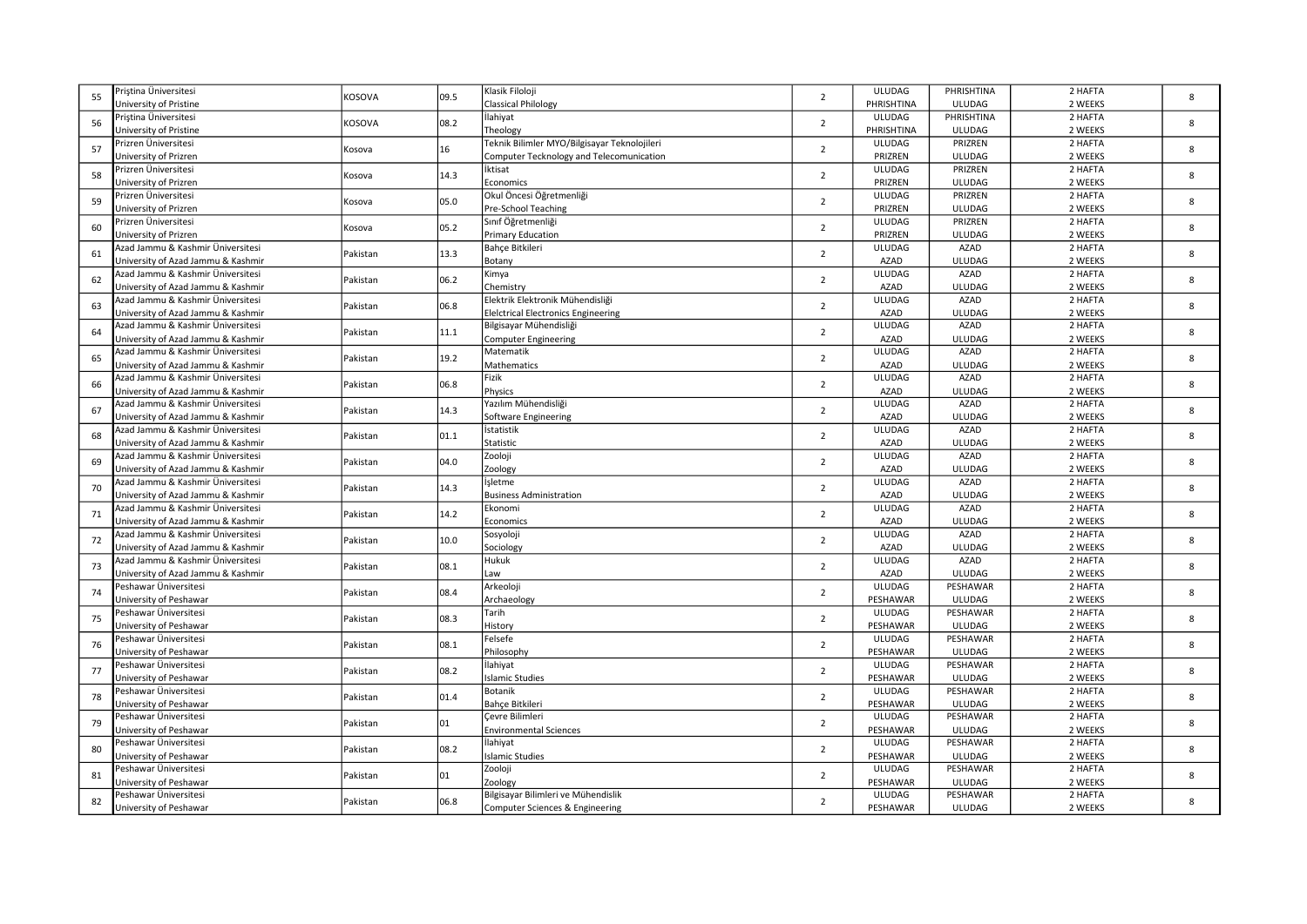| | | | | | | | | | |
|---|---|---|---|---|---|---|---|---|---|
| 55 | Priştina Üniversitesi University of Pristine | KOSOVA | 09.5 | Klasik Filoloji Classical Philology | 2 | ULUDAG PHRISHTINA | PHRISHTINA ULUDAG | 2 HAFTA 2 WEEKS | 8 |
| 56 | Priştina Üniversitesi University of Pristine | KOSOVA | 08.2 | İlahiyat Theology | 2 | ULUDAG PHRISHTINA | PHRISHTINA ULUDAG | 2 HAFTA 2 WEEKS | 8 |
| 57 | Prizren Üniversitesi University of Prizren | Kosova | 16 | Teknik Bilimler MYO/Bilgisayar Teknolojileri Computer Tecknology and Telecomunication | 2 | ULUDAG PRIZREN | PRIZREN ULUDAG | 2 HAFTA 2 WEEKS | 8 |
| 58 | Prizren Üniversitesi University of Prizren | Kosova | 14.3 | İktisat Economics | 2 | ULUDAG PRIZREN | PRIZREN ULUDAG | 2 HAFTA 2 WEEKS | 8 |
| 59 | Prizren Üniversitesi University of Prizren | Kosova | 05.0 | Okul Öncesi Öğretmenliği Pre-School Teaching | 2 | ULUDAG PRIZREN | PRIZREN ULUDAG | 2 HAFTA 2 WEEKS | 8 |
| 60 | Prizren Üniversitesi University of Prizren | Kosova | 05.2 | Sınıf Öğretmenliği Primary Education | 2 | ULUDAG PRIZREN | PRIZREN ULUDAG | 2 HAFTA 2 WEEKS | 8 |
| 61 | Azad Jammu & Kashmir Üniversitesi University of Azad Jammu & Kashmir | Pakistan | 13.3 | Bahçe Bitkileri Botany | 2 | ULUDAG AZAD | AZAD ULUDAG | 2 HAFTA 2 WEEKS | 8 |
| 62 | Azad Jammu & Kashmir Üniversitesi University of Azad Jammu & Kashmir | Pakistan | 06.2 | Kimya Chemistry | 2 | ULUDAG AZAD | AZAD ULUDAG | 2 HAFTA 2 WEEKS | 8 |
| 63 | Azad Jammu & Kashmir Üniversitesi University of Azad Jammu & Kashmir | Pakistan | 06.8 | Elektrik Elektronik Mühendisliği Elelctrical Electronics Engineering | 2 | ULUDAG AZAD | AZAD ULUDAG | 2 HAFTA 2 WEEKS | 8 |
| 64 | Azad Jammu & Kashmir Üniversitesi University of Azad Jammu & Kashmir | Pakistan | 11.1 | Bilgisayar Mühendisliği Computer Engineering | 2 | ULUDAG AZAD | AZAD ULUDAG | 2 HAFTA 2 WEEKS | 8 |
| 65 | Azad Jammu & Kashmir Üniversitesi University of Azad Jammu & Kashmir | Pakistan | 19.2 | Matematik Mathematics | 2 | ULUDAG AZAD | AZAD ULUDAG | 2 HAFTA 2 WEEKS | 8 |
| 66 | Azad Jammu & Kashmir Üniversitesi University of Azad Jammu & Kashmir | Pakistan | 06.8 | Fizik Physics | 2 | ULUDAG AZAD | AZAD ULUDAG | 2 HAFTA 2 WEEKS | 8 |
| 67 | Azad Jammu & Kashmir Üniversitesi University of Azad Jammu & Kashmir | Pakistan | 14.3 | Yazılım Mühendisliği Software Engineering | 2 | ULUDAG AZAD | AZAD ULUDAG | 2 HAFTA 2 WEEKS | 8 |
| 68 | Azad Jammu & Kashmir Üniversitesi University of Azad Jammu & Kashmir | Pakistan | 01.1 | İstatistik Statistic | 2 | ULUDAG AZAD | AZAD ULUDAG | 2 HAFTA 2 WEEKS | 8 |
| 69 | Azad Jammu & Kashmir Üniversitesi University of Azad Jammu & Kashmir | Pakistan | 04.0 | Zooloji Zoology | 2 | ULUDAG AZAD | AZAD ULUDAG | 2 HAFTA 2 WEEKS | 8 |
| 70 | Azad Jammu & Kashmir Üniversitesi University of Azad Jammu & Kashmir | Pakistan | 14.3 | İşletme Business Administration | 2 | ULUDAG AZAD | AZAD ULUDAG | 2 HAFTA 2 WEEKS | 8 |
| 71 | Azad Jammu & Kashmir Üniversitesi University of Azad Jammu & Kashmir | Pakistan | 14.2 | Ekonomi Economics | 2 | ULUDAG AZAD | AZAD ULUDAG | 2 HAFTA 2 WEEKS | 8 |
| 72 | Azad Jammu & Kashmir Üniversitesi University of Azad Jammu & Kashmir | Pakistan | 10.0 | Sosyoloji Sociology | 2 | ULUDAG AZAD | AZAD ULUDAG | 2 HAFTA 2 WEEKS | 8 |
| 73 | Azad Jammu & Kashmir Üniversitesi University of Azad Jammu & Kashmir | Pakistan | 08.1 | Hukuk Law | 2 | ULUDAG AZAD | AZAD ULUDAG | 2 HAFTA 2 WEEKS | 8 |
| 74 | Peshawar Üniversitesi University of Peshawar | Pakistan | 08.4 | Arkeoloji Archaeology | 2 | ULUDAG PESHAWAR | PESHAWAR ULUDAG | 2 HAFTA 2 WEEKS | 8 |
| 75 | Peshawar Üniversitesi University of Peshawar | Pakistan | 08.3 | Tarih History | 2 | ULUDAG PESHAWAR | PESHAWAR ULUDAG | 2 HAFTA 2 WEEKS | 8 |
| 76 | Peshawar Üniversitesi University of Peshawar | Pakistan | 08.1 | Felsefe Philosophy | 2 | ULUDAG PESHAWAR | PESHAWAR ULUDAG | 2 HAFTA 2 WEEKS | 8 |
| 77 | Peshawar Üniversitesi University of Peshawar | Pakistan | 08.2 | İlahiyat Islamic Studies | 2 | ULUDAG PESHAWAR | PESHAWAR ULUDAG | 2 HAFTA 2 WEEKS | 8 |
| 78 | Peshawar Üniversitesi University of Peshawar | Pakistan | 01.4 | Botanik Bahçe Bitkileri | 2 | ULUDAG PESHAWAR | PESHAWAR ULUDAG | 2 HAFTA 2 WEEKS | 8 |
| 79 | Peshawar Üniversitesi University of Peshawar | Pakistan | 01 | Çevre Bilimleri Environmental Sciences | 2 | ULUDAG PESHAWAR | PESHAWAR ULUDAG | 2 HAFTA 2 WEEKS | 8 |
| 80 | Peshawar Üniversitesi University of Peshawar | Pakistan | 08.2 | İlahiyat Islamic Studies | 2 | ULUDAG PESHAWAR | PESHAWAR ULUDAG | 2 HAFTA 2 WEEKS | 8 |
| 81 | Peshawar Üniversitesi University of Peshawar | Pakistan | 01 | Zooloji Zoology | 2 | ULUDAG PESHAWAR | PESHAWAR ULUDAG | 2 HAFTA 2 WEEKS | 8 |
| 82 | Peshawar Üniversitesi University of Peshawar | Pakistan | 06.8 | Bilgisayar Bilimleri ve Mühendislik Computer Sciences & Engineering | 2 | ULUDAG PESHAWAR | PESHAWAR ULUDAG | 2 HAFTA 2 WEEKS | 8 |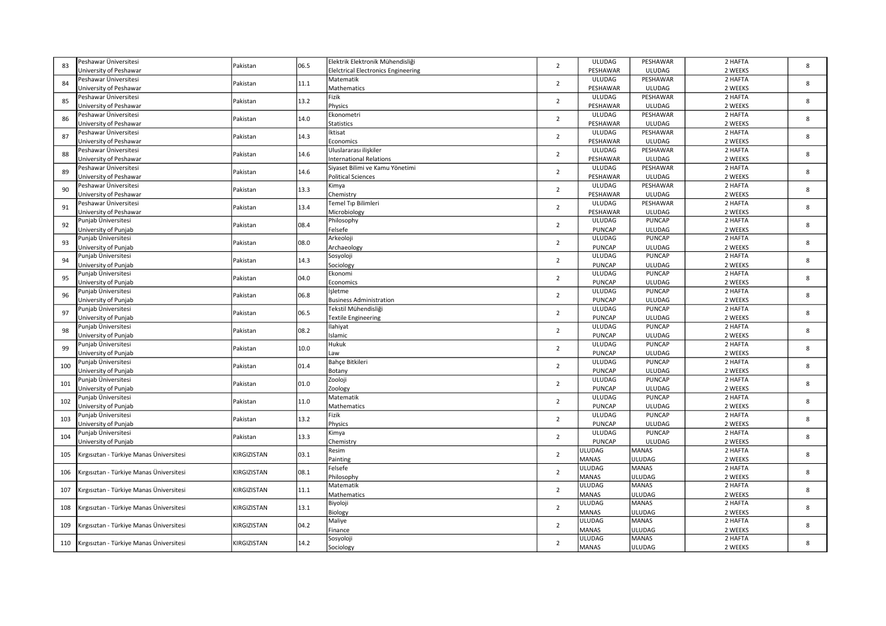| 83 | Peshawar Üniversitesi<br>University of Peshawar | Pakistan | 06.5 | Elektrik Elektronik Mühendisliği<br>Elelctrical Electronics Engineering | 2 | ULUDAG<br>PESHAWAR | PESHAWAR<br>ULUDAG | 2 HAFTA<br>2 WEEKS | 8 |
|---|---|---|---|---|---|---|---|---|---|
| 84 | Peshawar Üniversitesi<br>University of Peshawar | Pakistan | 11.1 | Matematik<br>Mathematics | 2 | ULUDAG<br>PESHAWAR | PESHAWAR<br>ULUDAG | 2 HAFTA<br>2 WEEKS | 8 |
| 85 | Peshawar Üniversitesi<br>University of Peshawar | Pakistan | 13.2 | Fizik<br>Physics | 2 | ULUDAG<br>PESHAWAR | PESHAWAR<br>ULUDAG | 2 HAFTA<br>2 WEEKS | 8 |
| 86 | Peshawar Üniversitesi<br>University of Peshawar | Pakistan | 14.0 | Ekonometri<br>Statistics | 2 | ULUDAG<br>PESHAWAR | PESHAWAR<br>ULUDAG | 2 HAFTA<br>2 WEEKS | 8 |
| 87 | Peshawar Üniversitesi<br>University of Peshawar | Pakistan | 14.3 | İktisat<br>Economics | 2 | ULUDAG<br>PESHAWAR | PESHAWAR<br>ULUDAG | 2 HAFTA<br>2 WEEKS | 8 |
| 88 | Peshawar Üniversitesi<br>University of Peshawar | Pakistan | 14.6 | Uluslararası ilişkiler<br>International Relations | 2 | ULUDAG<br>PESHAWAR | PESHAWAR<br>ULUDAG | 2 HAFTA<br>2 WEEKS | 8 |
| 89 | Peshawar Üniversitesi<br>University of Peshawar | Pakistan | 14.6 | Siyaset Bilimi ve Kamu Yönetimi<br>Political Sciences | 2 | ULUDAG<br>PESHAWAR | PESHAWAR<br>ULUDAG | 2 HAFTA<br>2 WEEKS | 8 |
| 90 | Peshawar Üniversitesi<br>University of Peshawar | Pakistan | 13.3 | Kimya<br>Chemistry | 2 | ULUDAG<br>PESHAWAR | PESHAWAR<br>ULUDAG | 2 HAFTA<br>2 WEEKS | 8 |
| 91 | Peshawar Üniversitesi<br>University of Peshawar | Pakistan | 13.4 | Temel Tıp Bilimleri<br>Microbiology | 2 | ULUDAG<br>PESHAWAR | PESHAWAR<br>ULUDAG | 2 HAFTA<br>2 WEEKS | 8 |
| 92 | Punjab Üniversitesi<br>University of Punjab | Pakistan | 08.4 | Philosophy<br>Felsefe | 2 | ULUDAG<br>PUNCAP | PUNCAP<br>ULUDAG | 2 HAFTA<br>2 WEEKS | 8 |
| 93 | Punjab Üniversitesi<br>University of Punjab | Pakistan | 08.0 | Arkeoloji<br>Archaeology | 2 | ULUDAG<br>PUNCAP | PUNCAP<br>ULUDAG | 2 HAFTA<br>2 WEEKS | 8 |
| 94 | Punjab Üniversitesi<br>University of Punjab | Pakistan | 14.3 | Sosyoloji<br>Sociology | 2 | ULUDAG<br>PUNCAP | PUNCAP<br>ULUDAG | 2 HAFTA<br>2 WEEKS | 8 |
| 95 | Punjab Üniversitesi<br>University of Punjab | Pakistan | 04.0 | Ekonomi<br>Economics | 2 | ULUDAG<br>PUNCAP | PUNCAP<br>ULUDAG | 2 HAFTA<br>2 WEEKS | 8 |
| 96 | Punjab Üniversitesi<br>University of Punjab | Pakistan | 06.8 | İşletme<br>Business Administration | 2 | ULUDAG<br>PUNCAP | PUNCAP<br>ULUDAG | 2 HAFTA<br>2 WEEKS | 8 |
| 97 | Punjab Üniversitesi<br>University of Punjab | Pakistan | 06.5 | Tekstil Mühendisliği<br>Textile Engineering | 2 | ULUDAG<br>PUNCAP | PUNCAP<br>ULUDAG | 2 HAFTA<br>2 WEEKS | 8 |
| 98 | Punjab Üniversitesi<br>University of Punjab | Pakistan | 08.2 | İlahiyat<br>Islamic | 2 | ULUDAG<br>PUNCAP | PUNCAP<br>ULUDAG | 2 HAFTA<br>2 WEEKS | 8 |
| 99 | Punjab Üniversitesi<br>University of Punjab | Pakistan | 10.0 | Hukuk<br>Law | 2 | ULUDAG<br>PUNCAP | PUNCAP<br>ULUDAG | 2 HAFTA<br>2 WEEKS | 8 |
| 100 | Punjab Üniversitesi<br>University of Punjab | Pakistan | 01.4 | Bahçe Bitkileri<br>Botany | 2 | ULUDAG<br>PUNCAP | PUNCAP<br>ULUDAG | 2 HAFTA<br>2 WEEKS | 8 |
| 101 | Punjab Üniversitesi<br>University of Punjab | Pakistan | 01.0 | Zooloji<br>Zoology | 2 | ULUDAG<br>PUNCAP | PUNCAP<br>ULUDAG | 2 HAFTA<br>2 WEEKS | 8 |
| 102 | Punjab Üniversitesi<br>University of Punjab | Pakistan | 11.0 | Matematik<br>Mathematics | 2 | ULUDAG<br>PUNCAP | PUNCAP<br>ULUDAG | 2 HAFTA<br>2 WEEKS | 8 |
| 103 | Punjab Üniversitesi<br>University of Punjab | Pakistan | 13.2 | Fizik<br>Physics | 2 | ULUDAG<br>PUNCAP | PUNCAP<br>ULUDAG | 2 HAFTA<br>2 WEEKS | 8 |
| 104 | Punjab Üniversitesi<br>University of Punjab | Pakistan | 13.3 | Kimya<br>Chemistry | 2 | ULUDAG<br>PUNCAP | PUNCAP<br>ULUDAG | 2 HAFTA<br>2 WEEKS | 8 |
| 105 | Kırgısıztan - Türkiye Manas Üniversitesi | KIRGIZISTAN | 03.1 | Resim<br>Painting | 2 | ULUDAG<br>MANAS | MANAS<br>ULUDAG | 2 HAFTA<br>2 WEEKS | 8 |
| 106 | Kırgısıztan - Türkiye Manas Üniversitesi | KIRGIZISTAN | 08.1 | Felsefe<br>Philosophy | 2 | ULUDAG<br>MANAS | MANAS<br>ULUDAG | 2 HAFTA<br>2 WEEKS | 8 |
| 107 | Kırgısıztan - Türkiye Manas Üniversitesi | KIRGIZISTAN | 11.1 | Matematik<br>Mathematics | 2 | ULUDAG<br>MANAS | MANAS<br>ULUDAG | 2 HAFTA<br>2 WEEKS | 8 |
| 108 | Kırgısıztan - Türkiye Manas Üniversitesi | KIRGIZISTAN | 13.1 | Biyoloji<br>Biology | 2 | ULUDAG<br>MANAS | MANAS<br>ULUDAG | 2 HAFTA<br>2 WEEKS | 8 |
| 109 | Kırgısıztan - Türkiye Manas Üniversitesi | KIRGIZISTAN | 04.2 | Maliye<br>Finance | 2 | ULUDAG<br>MANAS | MANAS<br>ULUDAG | 2 HAFTA<br>2 WEEKS | 8 |
| 110 | Kırgısıztan - Türkiye Manas Üniversitesi | KIRGIZISTAN | 14.2 | Sosyoloji<br>Sociology | 2 | ULUDAG<br>MANAS | MANAS<br>ULUDAG | 2 HAFTA<br>2 WEEKS | 8 |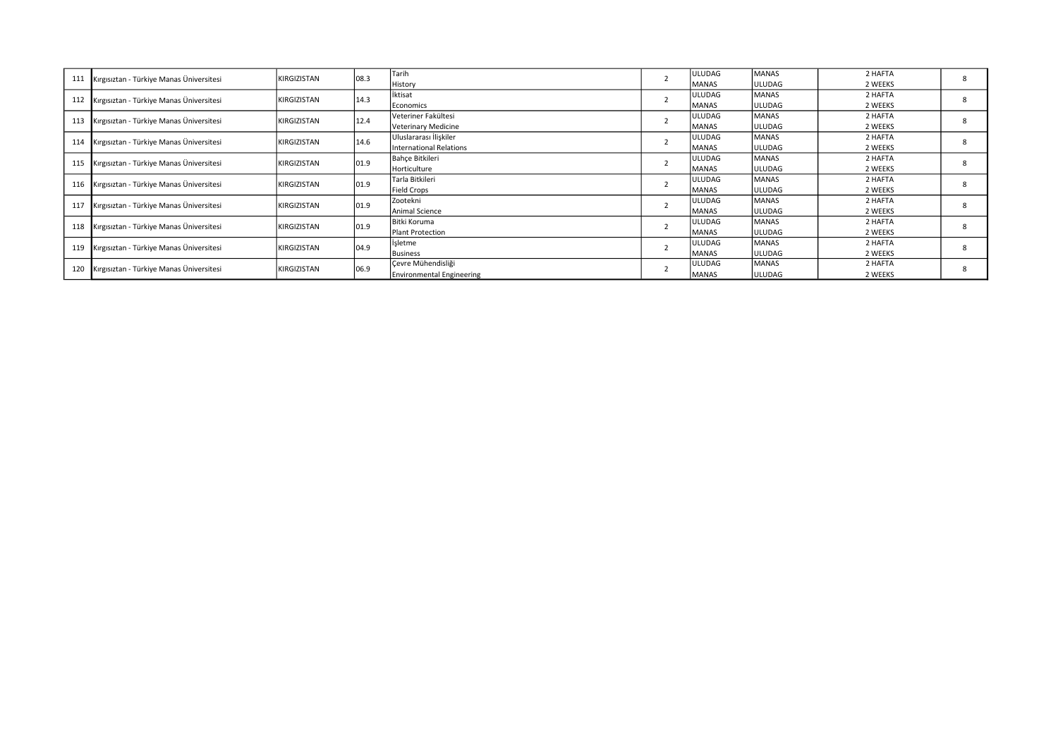| | | | | | | | | | |
|---|---|---|---|---|---|---|---|---|---|
| 111 | Kırgısıztan - Türkiye Manas Üniversitesi | KIRGIZISTAN | 08.3 | Tarih<br>History | 2 | ULUDAG<br>MANAS | MANAS<br>ULUDAG | 2 HAFTA<br>2 WEEKS | 8 |
| 112 | Kırgısıztan - Türkiye Manas Üniversitesi | KIRGIZISTAN | 14.3 | İktisat<br>Economics | 2 | ULUDAG<br>MANAS | MANAS<br>ULUDAG | 2 HAFTA<br>2 WEEKS | 8 |
| 113 | Kırgısıztan - Türkiye Manas Üniversitesi | KIRGIZISTAN | 12.4 | Veteriner Fakültesi<br>Veterinary Medicine | 2 | ULUDAG<br>MANAS | MANAS<br>ULUDAG | 2 HAFTA<br>2 WEEKS | 8 |
| 114 | Kırgısıztan - Türkiye Manas Üniversitesi | KIRGIZISTAN | 14.6 | Uluslararası İlişkiler<br>International Relations | 2 | ULUDAG<br>MANAS | MANAS<br>ULUDAG | 2 HAFTA<br>2 WEEKS | 8 |
| 115 | Kırgısıztan - Türkiye Manas Üniversitesi | KIRGIZISTAN | 01.9 | Bahçe Bitkileri<br>Horticulture | 2 | ULUDAG<br>MANAS | MANAS<br>ULUDAG | 2 HAFTA<br>2 WEEKS | 8 |
| 116 | Kırgısıztan - Türkiye Manas Üniversitesi | KIRGIZISTAN | 01.9 | Tarla Bitkileri<br>Field Crops | 2 | ULUDAG<br>MANAS | MANAS<br>ULUDAG | 2 HAFTA<br>2 WEEKS | 8 |
| 117 | Kırgısıztan - Türkiye Manas Üniversitesi | KIRGIZISTAN | 01.9 | Zootekni<br>Animal Science | 2 | ULUDAG<br>MANAS | MANAS<br>ULUDAG | 2 HAFTA<br>2 WEEKS | 8 |
| 118 | Kırgısıztan - Türkiye Manas Üniversitesi | KIRGIZISTAN | 01.9 | Bitki Koruma<br>Plant Protection | 2 | ULUDAG<br>MANAS | MANAS<br>ULUDAG | 2 HAFTA<br>2 WEEKS | 8 |
| 119 | Kırgısıztan - Türkiye Manas Üniversitesi | KIRGIZISTAN | 04.9 | İşletme<br>Business | 2 | ULUDAG<br>MANAS | MANAS<br>ULUDAG | 2 HAFTA<br>2 WEEKS | 8 |
| 120 | Kırgısıztan - Türkiye Manas Üniversitesi | KIRGIZISTAN | 06.9 | Çevre Mühendisliği<br>Environmental Engineering | 2 | ULUDAG<br>MANAS | MANAS<br>ULUDAG | 2 HAFTA<br>2 WEEKS | 8 |